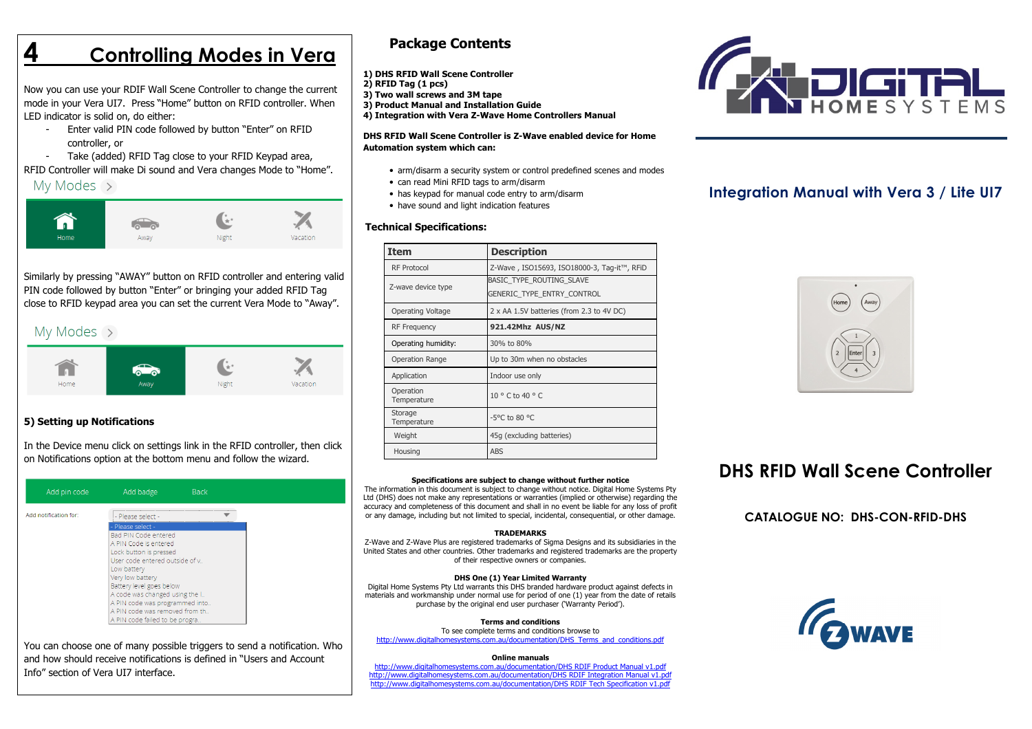# 4 Controlling Modes in Vera

Now you can use your RDIF Wall Scene Controller to change the current mode in your Vera UI7. Press "Home" button on RFID controller. When LED indicator is solid on, do either:

- Enter valid PIN code followed by button "Enter" on RFID controller, or
- Take (added) RFID Tag close to your RFID Keypad area,

RFID Controller will make Di sound and Vera changes Mode to "Home".

My Modes >

Home Away Night Vacation

Similarly by pressing "AWAY" button on RFID controller and entering valid PIN code followed by button "Enter" or bringing your added RFID Tag close to RFID keypad area you can set the current Vera Mode to "Away".

My Modes >

Home Away Night Vacation

### 5) Setting up Notifications

In the Device menu click on settings link in the RFID controller, then click on Notifications option at the bottom menu and follow the wizard.

Add pin code Add badge Back

Add notification for: - Please select -

- Please select -
- Bad PIN Code entered
- A PIN Code is entered
- Lock button is pressed
- User code entered outside of v..
- Low battery
- Very low battery
- Battery level goes below
- A code was changed using the l..
- A PIN code was programmed into..
- A PIN code was removed from th..
- A PIN code failed to be progra..

You can choose one of many possible triggers to send a notification. Who and how should receive notifications is defined in "Users and Account Info" section of Vera UI7 interface.

## Package Contents

**1) DHS RFID Wall Scene Controller**
**2) RFID Tag (1 pcs)**
**3) Two wall screws and 3M tape**
**3) Product Manual and Installation Guide**
**4) Integration with Vera Z-Wave Home Controllers Manual**

**DHS RFID Wall Scene Controller is Z-Wave enabled device for Home Automation system which can:**

- arm/disarm a security system or control predefined scenes and modes
- can read Mini RFID tags to arm/disarm
- has keypad for manual code entry to arm/disarm
- have sound and light indication features

**Technical Specifications:**

| Item | Description |
|---|---|
| RF Protocol | Z-Wave , ISO15693, ISO18000-3, Tag-it™, RFiD |
| Z-wave device type | BASIC_TYPE_ROUTING_SLAVE<br>GENERIC_TYPE_ENTRY_CONTROL |
| Operating Voltage | 2 x AA 1.5V batteries (from 2.3 to 4V DC) |
| RF Frequency | **921.42Mhz AUS/NZ** |
| Operating humidity: | 30% to 80% |
| Operation Range | Up to 30m when no obstacles |
| Application | Indoor use only |
| Operation Temperature | 10 ° C to 40 ° C |
| Storage Temperature | -5°C to 80 °C |
| Weight | 45g (excluding batteries) |
| Housing | ABS |

**Specifications are subject to change without further notice**
The information in this document is subject to change without notice. Digital Home Systems Pty Ltd (DHS) does not make any representations or warranties (implied or otherwise) regarding the accuracy and completeness of this document and shall in no event be liable for any loss of profit or any damage, including but not limited to special, incidental, consequential, or other damage.

**TRADEMARKS**
Z-Wave and Z-Wave Plus are registered trademarks of Sigma Designs and its subsidiaries in the United States and other countries. Other trademarks and registered trademarks are the property of their respective owners or companies.

**DHS One (1) Year Limited Warranty**
Digital Home Systems Pty Ltd warrants this DHS branded hardware product against defects in materials and workmanship under normal use for period of one (1) year from the date of retails purchase by the original end user purchaser ('Warranty Period').

**Terms and conditions**
To see complete terms and conditions browse to
http://www.digitalhomesystems.com.au/documentation/DHS_Terms_and_conditions.pdf

**Online manuals**
http://www.digitalhomesystems.com.au/documentation/DHS RDIF Product Manual v1.pdf
http://www.digitalhomesystems.com.au/documentation/DHS RDIF Integration Manual v1.pdf
http://www.digitalhomesystems.com.au/documentation/DHS RDIF Tech Specification v1.pdf

DIGITAL HOME SYSTEMS

## Integration Manual with Vera 3 / Lite UI7

Home Away 1 2 Enter 3 4

# DHS RFID Wall Scene Controller

### CATALOGUE NO: DHS-CON-RFID-DHS

Z WAVE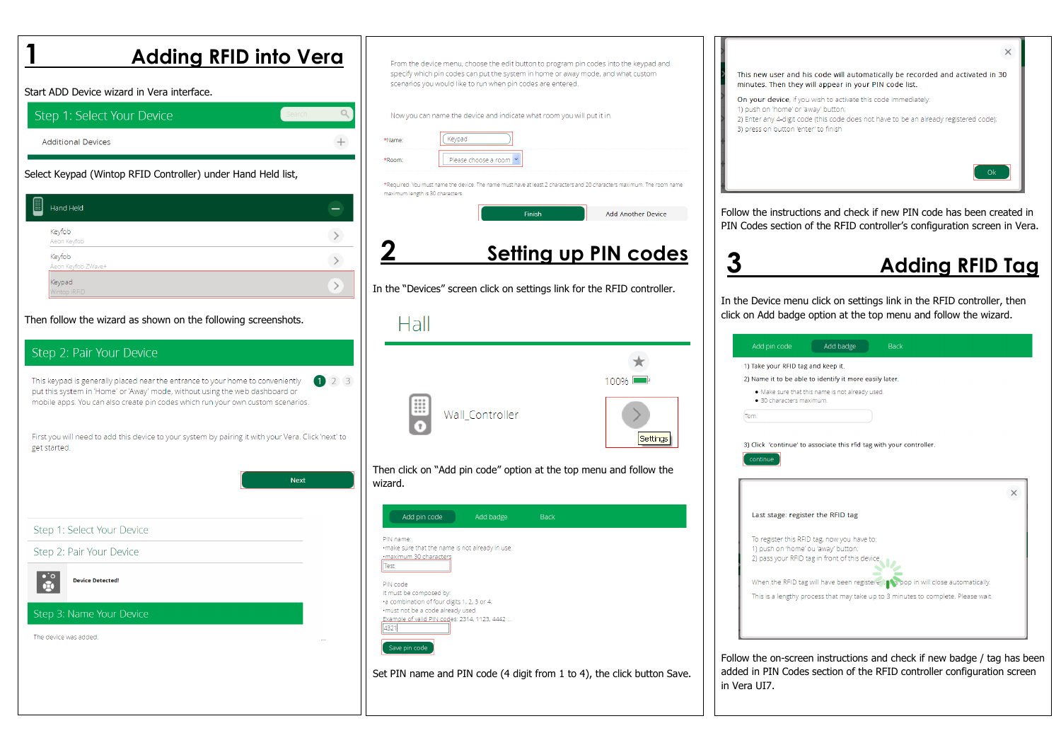# 1 Adding RFID into Vera

Start ADD Device wizard in Vera interface.

Step 1: Select Your Device

Additional Devices

Select Keypad (Wintop RFID Controller) under Hand Held list,

Hand Held

Keyfob
Aeon Keyfob

Keyfob
Aeon Keyfob ZWave+

Keypad
Wintop RFID

Then follow the wizard as shown on the following screenshots.

Step 2: Pair Your Device

This keypad is generally placed near the entrance to your home to conveniently put this system in 'Home' or 'Away' mode, without using the web dashboard or mobile apps. You can also create pin codes which run your own custom scenarios.

First you will need to add this device to your system by pairing it with your Vera. Click 'next' to get started.

Next

Step 1: Select Your Device

Step 2: Pair Your Device

Device Detected!

Step 3: Name Your Device

The device was added.

From the device menu, choose the edit button to program pin codes into the keypad and specify which pin codes can put the system in home or away mode, and what custom scenarios you would like to run when pin codes are entered.

Now you can name the device and indicate what room you will put it in.

*Name: Keypad

*Room: Please choose a room

*Required. You must name the device. The name must have at least 2 characters and 20 characters maximum. The room name maximum length is 30 characters.

Finish | Add Another Device

# 2 Setting up PIN codes

In the "Devices" screen click on settings link for the RFID controller.

Hall

100%

Wall_Controller

Settings

Then click on "Add pin code" option at the top menu and follow the wizard.

Add pin code | Add badge | Back

PIN name:
- make sure that the name is not already in use
- maximum 30 characters

Test

PIN code
It must be composed by:
- a combination of four digits 1, 2, 3 or 4
- must not be a code already used
- Example of valid PIN codes: 2314, 1123, 4442 ...

4321

Save pin code

Set PIN name and PIN code (4 digit from 1 to 4), the click button Save.

This new user and his code will automatically be recorded and activated in 30 minutes. Then they will appear in your PIN code list.

On your device, if you wish to activate this code immediately:
1) push on 'home' or 'away' button;
2) Enter any 4-digit code (this code does not have to be an already registered code);
3) press on button 'enter' to finish

Ok

Follow the instructions and check if new PIN code has been created in PIN Codes section of the RFID controller's configuration screen in Vera.

# 3 Adding RFID Tag

In the Device menu click on settings link in the RFID controller, then click on Add badge option at the top menu and follow the wizard.

Add pin code | Add badge | Back

1) Take your RFID tag and keep it.

2) Name it to be able to identify it more easily later.
- Make sure that this name is not already used
- 30 characters maximum

Tom

3) Click 'continue' to associate this rfid tag with your controller.

continue

Last stage: register the RFID tag

To register this RFID tag, now you have to:
1) push on 'home' ou 'away' button;
2) pass your RFID tag in front of this device

When the RFID tag will have been registered, the popup in will close automatically.

This is a lengthy process that may take up to 3 minutes to complete. Please wait.

Follow the on-screen instructions and check if new badge / tag has been added in PIN Codes section of the RFID controller configuration screen in Vera UI7.